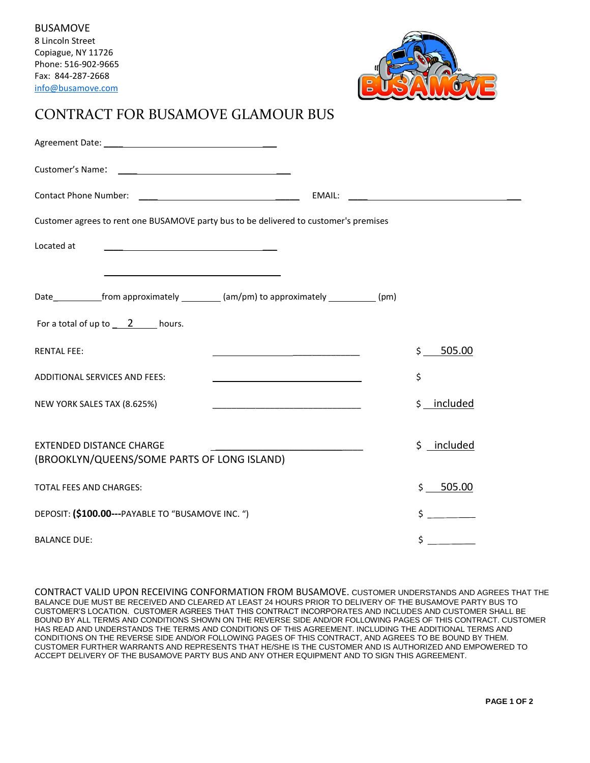BUSAMOVE
8 Lincoln Street
Copiague, NY 11726
Phone: 516-902-9665
Fax: 844-287-2668
info@busamove.com

# CONTRACT FOR BUSAMOVE GLAMOUR BUS

Agreement Date: ______________________________

Customer's Name: ______________________________

Contact Phone Number: ______________________________ EMAIL: ______________________________

Customer agrees to rent one BUSAMOVE party bus to be delivered to customer's premises

Located at ______________________________

______________________________

Date__________from approximately ________ (am/pm) to approximately _________ (pm)

For a total of up to 2 hours.

| | | |
|---|---|---|
| RENTAL FEE: | ______________________________ | $ 505.00 |
| ADDITIONAL SERVICES AND FEES: | ______________________________ | $ |
| NEW YORK SALES TAX (8.625%) | ______________________________ | $ included |
| EXTENDED DISTANCE CHARGE (BROOKLYN/QUEENS/SOME PARTS OF LONG ISLAND) | ______________________________ | $ included |
| TOTAL FEES AND CHARGES: | | $ 505.00 |
| DEPOSIT: **($100.00---**PAYABLE TO "BUSAMOVE INC. ") | | $ ________ |
| BALANCE DUE: | | $ ________ |

CONTRACT VALID UPON RECEIVING CONFORMATION FROM BUSAMOVE. CUSTOMER UNDERSTANDS AND AGREES THAT THE BALANCE DUE MUST BE RECEIVED AND CLEARED AT LEAST 24 HOURS PRIOR TO DELIVERY OF THE BUSAMOVE PARTY BUS TO CUSTOMER'S LOCATION. CUSTOMER AGREES THAT THIS CONTRACT INCORPORATES AND INCLUDES AND CUSTOMER SHALL BE BOUND BY ALL TERMS AND CONDITIONS SHOWN ON THE REVERSE SIDE AND/OR FOLLOWING PAGES OF THIS CONTRACT. CUSTOMER HAS READ AND UNDERSTANDS THE TERMS AND CONDITIONS OF THIS AGREEMENT. INCLUDING THE ADDITIONAL TERMS AND CONDITIONS ON THE REVERSE SIDE AND/OR FOLLOWING PAGES OF THIS CONTRACT, AND AGREES TO BE BOUND BY THEM. CUSTOMER FURTHER WARRANTS AND REPRESENTS THAT HE/SHE IS THE CUSTOMER AND IS AUTHORIZED AND EMPOWERED TO ACCEPT DELIVERY OF THE BUSAMOVE PARTY BUS AND ANY OTHER EQUIPMENT AND TO SIGN THIS AGREEMENT.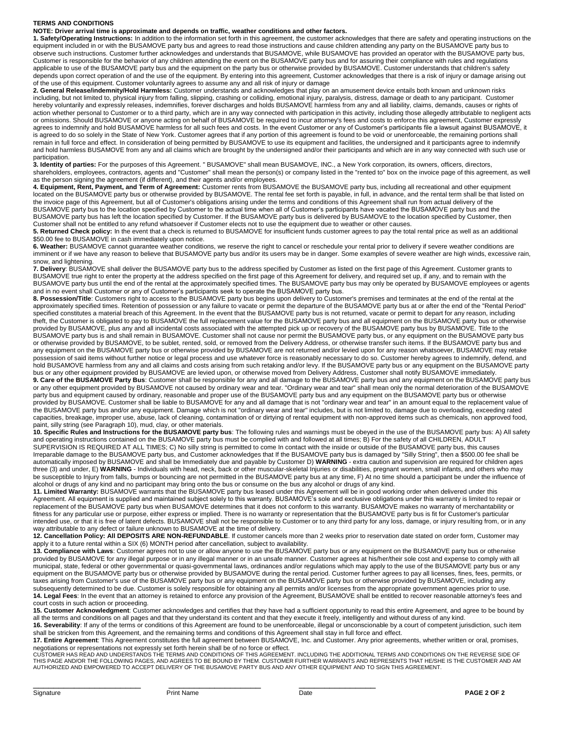**TERMS AND CONDITIONS**

**NOTE: Driver arrival time is approximate and depends on traffic, weather conditions and other factors.**

**1. Safety/Operating Instructions:** In addition to the information set forth in this agreement, the customer acknowledges that there are safety and operating instructions on the equipment included in or with the BUSAMOVE party bus and agrees to read those instructions and cause children attending any party on the BUSAMOVE party bus to observe such instructions. Customer further acknowledges and understands that BUSAMOVE, while BUSAMOVE has provided an operator with the BUSAMOVE party bus, Customer is responsible for the behavior of any children attending the event on the BUSAMOVE party bus and for assuring their compliance with rules and regulations applicable to use of the BUSAMOVE party bus and the equipment on the party bus or otherwise provided by BUSAMOVE. Customer understands that children's safety depends upon correct operation of and the use of the equipment. By entering into this agreement, Customer acknowledges that there is a risk of injury or damage arising out of the use of this equipment. Customer voluntarily agrees to assume any and all risk of injury or damage

**2. General Release/indemnity/Hold Harmless:** Customer understands and acknowledges that play on an amusement device entails both known and unknown risks including, but not limited to, physical injury from falling, slipping, crashing or colliding, emotional injury, paralysis, distress, damage or death to any participant. Customer hereby voluntarily and expressly releases, indemnifies, forever discharges and holds BUSAMOVE harmless from any and all liability, claims, demands, causes or rights of action whether personal to Customer or to a third party, which are in any way connected with participation in this activity, including those allegedly attributable to negligent acts or omissions. Should BUSAMOVE or anyone acting on behalf of BUSAMOVE be required to incur attorney's fees and costs to enforce this agreement, Customer expressly agrees to indemnify and hold BUSAMOVE harmless for all such fees and costs. In the event Customer or any of Customer's participants file a lawsuit against BUSAMOVE, it is agreed to do so solely in the State of New York. Customer agrees that if any portion of this agreement is found to be void or unenforceable, the remaining portions shall remain in full force and effect. In consideration of being permitted by BUSAMOVE to use its equipment and facilities, the undersigned and it participants agree to indemnify and hold harmless BUSAMOVE from any and all claims which are brought by the undersigned and/or their participants and which are in any way connected with such use or participation.

**3. Identity of parties:** For the purposes of this Agreement. " BUSAMOVE" shall mean BUSAMOVE, INC., a New York corporation, its owners, officers, directors, shareholders, employees, contractors, agents and "Customer" shall mean the person(s) or company listed in the "rented to" box on the invoice page of this agreement, as well as the person signing the agreement (if different), and their agents and/or employees.

**4. Equipment, Rent, Payment, and Term of Agreement:** Customer rents from BUSAMOVE the BUSAMOVE party bus, including all recreational and other equipment located on the BUSAMOVE party bus or otherwise provided by BUSAMOVE. The rental fee set forth is payable, in full, in advance, and the rental term shall be that listed on the invoice page of this Agreement, but all of Customer's obligations arising under the terms and conditions of this Agreement shall run from actual delivery of the BUSAMOVE party bus to the location specified by Customer to the actual time when all of Customer's participants have vacated the BUSAMOVE party bus and the BUSAMOVE party bus has left the location specified by Customer. If the BUSAMOVE party bus is delivered by BUSAMOVE to the location specified by Customer, then Customer shall not be entitled to any refund whatsoever if Customer elects not to use the equipment due to weather or other causes.

**5. Returned Check policy:** In the event that a check is returned to BUSAMOVE for insufficient funds customer agrees to pay the total rental price as well as an additional \$50.00 fee to BUSAMOVE in cash immediately upon notice.

**6. Weather:** BUSAMOVE cannot guarantee weather conditions, we reserve the right to cancel or reschedule your rental prior to delivery if severe weather conditions are imminent or if we have any reason to believe that BUSAMOVE party bus and/or its users may be in danger. Some examples of severe weather are high winds, excessive rain, snow, and lightening.

**7. Delivery**: BUSAMOVE shall deliver the BUSAMOVE party bus to the address specified by Customer as listed on the first page of this Agreement. Customer grants to BUSAMOVE true right to enter the property at the address specified on the first page of this Agreement for delivery, and required set up, if any, and to remain with the BUSAMOVE party bus until the end of the rental at the approximately specified times. The BUSAMOVE party bus may only be operated by BUSAMOVE employees or agents and in no event shall Customer or any of Customer's participants seek to operate the BUSAMOVE party bus.

**8. Possession/Title**: Customers right to access to the BUSAMOVE party bus begins upon delivery to Customer's premises and terminates at the end of the rental at the approximately specified times. Retention of possession or any failure to vacate or permit the departure of the BUSAMOVE party bus at or after the end of the "Rental Period" specified constitutes a material breach of this Agreement. In the event that the BUSAMOVE party bus is not returned, vacate or permit to depart for any reason, including theft, the Customer is obligated to pay to BUSAMOVE the full replacement value for the BUSAMOVE party bus and all equipment on the BUSAMOVE party bus or otherwise provided by BUSAMOVE, plus any and all incidental costs associated with the attempted pick up or recovery of the BUSAMOVE party bus by BUSAMOVE. Title to the BUSAMOVE party bus is and shall remain in BUSAMOVE. Customer shall not cause nor permit the BUSAMOVE party bus, or any equipment on the BUSAMOVE party bus or otherwise provided by BUSAMOVE, to be sublet, rented, sold, or removed from the Delivery Address, or otherwise transfer such items. If the BUSAMOVE party bus and any equipment on the BUSAMOVE party bus or otherwise provided by BUSAMOVE are not returned and/or levied upon for any reason whatsoever, BUSAMOVE may retake possession of said items without further notice or legal process and use whatever force is reasonably necessary to do so. Customer hereby agrees to indemnify, defend, and hold BUSAMOVE harmless from any and all claims and costs arising from such retaking and/or levy. If the BUSAMOVE party bus or any equipment on the BUSAMOVE party bus or any other equipment provided by BUSAMOVE are levied upon, or otherwise moved from Delivery Address, Customer shall notify BUSAMOVE immediately.

**9. Care of the BUSAMOVE Party Bus**: Customer shall be responsible for any and all damage to the BUSAMOVE party bus and any equipment on the BUSAMOVE party bus or any other equipment provided by BUSAMOVE not caused by ordinary wear and tear. "Ordinary wear and tear" shall mean only the normal deterioration of the BUSAMOVE party bus and equipment caused by ordinary, reasonable and proper use of the BUSAMOVE party bus and any equipment on the BUSAMOVE party bus or otherwise provided by BUSAMOVE. Customer shall be liable to BUSAMOVE for any and all damage that is not "ordinary wear and tear" in an amount equal to the replacement value of the BUSAMOVE party bus and/or any equipment. Damage which is not "ordinary wear and tear" includes, but is not limited to, damage due to overloading, exceeding rated capacities, breakage, improper use, abuse, lack of cleaning, contamination of or dirtying of rental equipment with non-approved items such as chemicals, non approved food, paint, silly string (see Paragraph 10), mud, clay, or other materials.

**10. Specific Rules and Instructions for the BUSAMOVE party bus**: The following rules and warnings must be obeyed in the use of the BUSAMOVE party bus: A) All safety and operating instructions contained on the BUSAMOVE party bus must be complied with and followed at all times; B) For the safety of all CHILDREN, ADULT SUPERVISION IS REQUIRED AT ALL TIMES; C) No silly string is permitted to come In contact with the inside or outside of the BUSAMOVE party bus, this causes Irreparable damage to the BUSAMOVE party bus, and Customer acknowledges that If the BUSAMOVE party bus is damaged by "Silly String", then a \$500.00 fee shall be automatically imposed by BUSAMOVE and shall be Immediately due and payable by Customer D) **WARNING** - extra caution and supervision are required for children ages three (3) and under, E) **WARNING** - Individuals with head, neck, back or other muscular-skeletal Injuries or disabilities, pregnant women, small infants, and others who may be susceptible to Injury from falls, bumps or bouncing are not permitted in the BUSAMOVE party bus at any time, F) At no time should a participant be under the influence of alcohol or drugs of any kind and no participant may bring onto the bus or consume on the bus any alcohol or drugs of any kind.

**11. Limited Warranty:** BUSAMOVE warrants that the BUSAMOVE party bus leased under this Agreement will be in good working order when delivered under this Agreement. All equipment is supplied and maintained subject solely to this warranty. BUSAMOVE's sole and exclusive obligations under this warranty is limited to repair or replacement of the BUSAMOVE party bus when BUSAMOVE determines that it does not conform to this warranty. BUSAMOVE makes no warranty of merchantability or fitness for any particular use or purpose, either express or implied. There is no warranty or representation that the BUSAMOVE party bus is fit for Customer's particular intended use, or that it is free of latent defects. BUSAMOVE shall not be responsible to Customer or to any third party for any loss, damage, or injury resulting from, or in any way attributable to any defect or failure unknown to BUSAMOVE at the time of delivery.

**12. Cancellation Policy: All DEPOSITS ARE NON-REFUNDABLE**. If customer cancels more than 2 weeks prior to reservation date stated on order form, Customer may apply it to a future rental within a SIX (6) MONTH period after cancellation, subject to availability.

**13. Compliance with Laws**: Customer agrees not to use or allow anyone to use the BUSAMOVE party bus or any equipment on the BUSAMOVE party bus or otherwise provided by BUSAMOVE for any illegal purpose or in any illegal manner or in an unsafe manner. Customer agrees at his/her/their sole cost and expense to comply with all municipal, state, federal or other governmental or quasi-governmental laws, ordinances and/or regulations which may apply to the use of the BUSAMOVE party bus or any equipment on the BUSAMOVE party bus or otherwise provided by BUSAMOVE during the rental period. Customer further agrees to pay all licenses, fines, fees, permits, or taxes arising from Customer's use of the BUSAMOVE party bus or any equipment on the BUSAMOVE party bus or otherwise provided by BUSAMOVE, including any subsequently determined to be due. Customer is solely responsible for obtaining any all permits and/or licenses from the appropriate government agencies prior to use.

**14. Legal Fees**: In the event that an attorney is retained to enforce any provision of the Agreement, BUSAMOVE shall be entitled to recover reasonable attorney's fees and court costs in such action or proceeding.

**15. Customer Acknowledgment**: Customer acknowledges and certifies that they have had a sufficient opportunity to read this entire Agreement, and agree to be bound by all the terms and conditions on all pages and that they understand its content and that they execute it freely, intelligently and without duress of any kind.

**16. Severability**: If any of the terms or conditions of this Agreement are found to be unenforceable, illegal or unconscionable by a court of competent jurisdiction, such item shall be stricken from this Agreement, and the remaining terms and conditions of this Agreement shall stay in full force and effect.

**17. Entire Agreement**: This Agreement constitutes the full agreement between BUSAMOVE, Inc. and Customer. Any prior agreements, whether written or oral, promises, negotiations or representations not expressly set forth herein shall be of no force or effect.

CUSTOMER HAS READ AND UNDERSTANDS THE TERMS AND CONDITIONS OF THIS AGREEMENT. INCLUDING THE ADDITIONAL TERMS AND CONDITIONS ON THE REVERSE SIDE OF THIS PAGE AND/OR THE FOLLOWING PAGES, AND AGREES TO BE BOUND BY THEM. CUSTOMER FURTHER WARRANTS AND REPRESENTS THAT HE/SHE IS THE CUSTOMER AND AM AUTHORIZED AND EMPOWERED TO ACCEPT DELIVERY OF THE BUSAMOVE PARTY BUS AND ANY OTHER EQUIPMENT AND TO SIGN THIS AGREEMENT.

\_\_\_\_\_\_\_\_\_\_\_\_\_\_\_\_\_\_\_\_\_\_\_\_\_\_\_\_ \_\_\_\_\_\_\_\_\_\_\_\_\_\_\_\_\_\_\_\_\_\_\_\_\_\_\_\_ \_\_\_\_\_\_\_\_\_\_\_\_\_\_\_\_\_\_\_\_\_\_\_\_

Signature Print Name Date